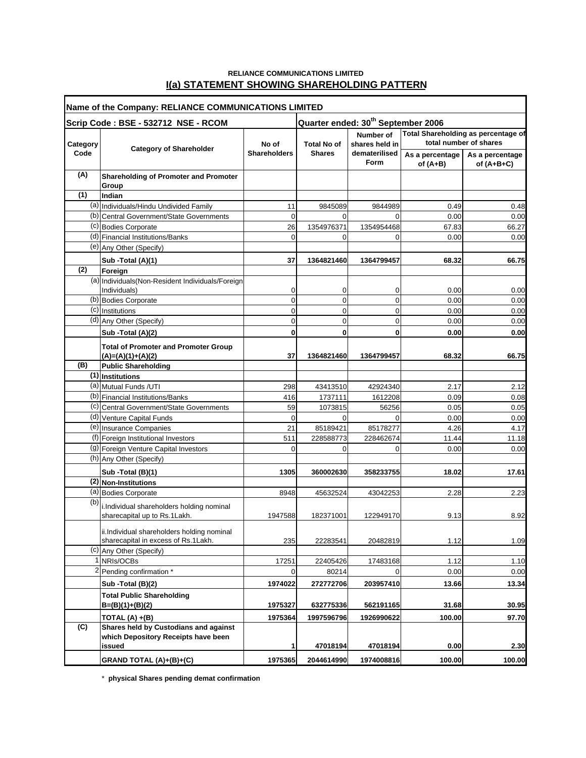**RELIANCE COMMUNICATIONS LIMITED**

## I(a) STATEMENT SHOWING SHAREHOLDING PATTERN

| Name of the Company: RELIANCE COMMUNICATIONS LIMITED | | | | | | |
|---|---|---|---|---|---|---|
| **Scrip Code : BSE - 532712 NSE - RCOM** | | | **Quarter ended: 30th September 2006** | | | |
| **Category Code** | **Category of Shareholder** | **No of Shareholders** | **Total No of Shares** | **Number of shares held in dematerilised Form** | **Total Shareholding as percentage of total number of shares** | |
| | | | | | **As a percentage of (A+B)** | **As a percentage of (A+B+C)** |
| **(A)** | **Shareholding of Promoter and Promoter Group** | | | | | |
| **(1)** | **Indian** | | | | | |
| (a) | Individuals/Hindu Undivided Family | 11 | 9845089 | 9844989 | 0.49 | 0.48 |
| (b) | Central Government/State Governments | 0 | 0 | 0 | 0.00 | 0.00 |
| (c) | Bodies Corporate | 26 | 1354976371 | 1354954468 | 67.83 | 66.27 |
| (d) | Financial Institutions/Banks | 0 | 0 | 0 | 0.00 | 0.00 |
| (e) | Any Other (Specify) | | | | | |
| | **Sub -Total (A)(1)** | **37** | **1364821460** | **1364799457** | **68.32** | **66.75** |
| **(2)** | **Foreign** | | | | | |
| (a) | Individuals(Non-Resident Individuals/Foreign Individuals) | 0 | 0 | 0 | 0.00 | 0.00 |
| (b) | Bodies Corporate | 0 | 0 | 0 | 0.00 | 0.00 |
| (c) | Institutions | 0 | 0 | 0 | 0.00 | 0.00 |
| (d) | Any Other (Specify) | 0 | 0 | 0 | 0.00 | 0.00 |
| | **Sub -Total (A)(2)** | **0** | **0** | **0** | **0.00** | **0.00** |
| | **Total of Promoter and Promoter Group (A)=(A)(1)+(A)(2)** | **37** | **1364821460** | **1364799457** | **68.32** | **66.75** |
| **(B)** | **Public Shareholding** | | | | | |
| **(1)** | **Institutions** | | | | | |
| (a) | Mutual Funds /UTI | 298 | 43413510 | 42924340 | 2.17 | 2.12 |
| (b) | Financial Institutions/Banks | 416 | 1737111 | 1612208 | 0.09 | 0.08 |
| (c) | Central Government/State Governments | 59 | 1073815 | 56256 | 0.05 | 0.05 |
| (d) | Venture Capital Funds | 0 | 0 | 0 | 0.00 | 0.00 |
| (e) | Insurance Companies | 21 | 85189421 | 85178277 | 4.26 | 4.17 |
| (f) | Foreign Institutional Investors | 511 | 228588773 | 228462674 | 11.44 | 11.18 |
| (g) | Foreign Venture Capital Investors | 0 | 0 | 0 | 0.00 | 0.00 |
| (h) | Any Other (Specify) | | | | | |
| | **Sub -Total (B)(1)** | **1305** | **360002630** | **358233755** | **18.02** | **17.61** |
| **(2)** | **Non-Institutions** | | | | | |
| (a) | Bodies Corporate | 8948 | 45632524 | 43042253 | 2.28 | 2.23 |
| (b) | i.Individual shareholders holding nominal sharecapital up to Rs.1Lakh. | 1947588 | 182371001 | 122949170 | 9.13 | 8.92 |
| | ii.Individual shareholders holding nominal sharecapital in excess of Rs.1Lakh. | 235 | 22283541 | 20482819 | 1.12 | 1.09 |
| (c) | Any Other (Specify) | | | | | |
| 1 | NRIs/OCBs | 17251 | 22405426 | 17483168 | 1.12 | 1.10 |
| 2 | Pending confirmation * | 0 | 80214 | 0 | 0.00 | 0.00 |
| | **Sub -Total (B)(2)** | **1974022** | **272772706** | **203957410** | **13.66** | **13.34** |
| | **Total Public Shareholding B=(B)(1)+(B)(2)** | **1975327** | **632775336** | **562191165** | **31.68** | **30.95** |
| | **TOTAL (A) +(B)** | **1975364** | **1997596796** | **1926990622** | **100.00** | **97.70** |
| **(C)** | **Shares held by Custodians and against which Depository Receipts have been issued** | **1** | **47018194** | **47018194** | **0.00** | **2.30** |
| | **GRAND TOTAL (A)+(B)+(C)** | **1975365** | **2044614990** | **1974008816** | **100.00** | **100.00** |

\* **physical Shares pending demat confirmation**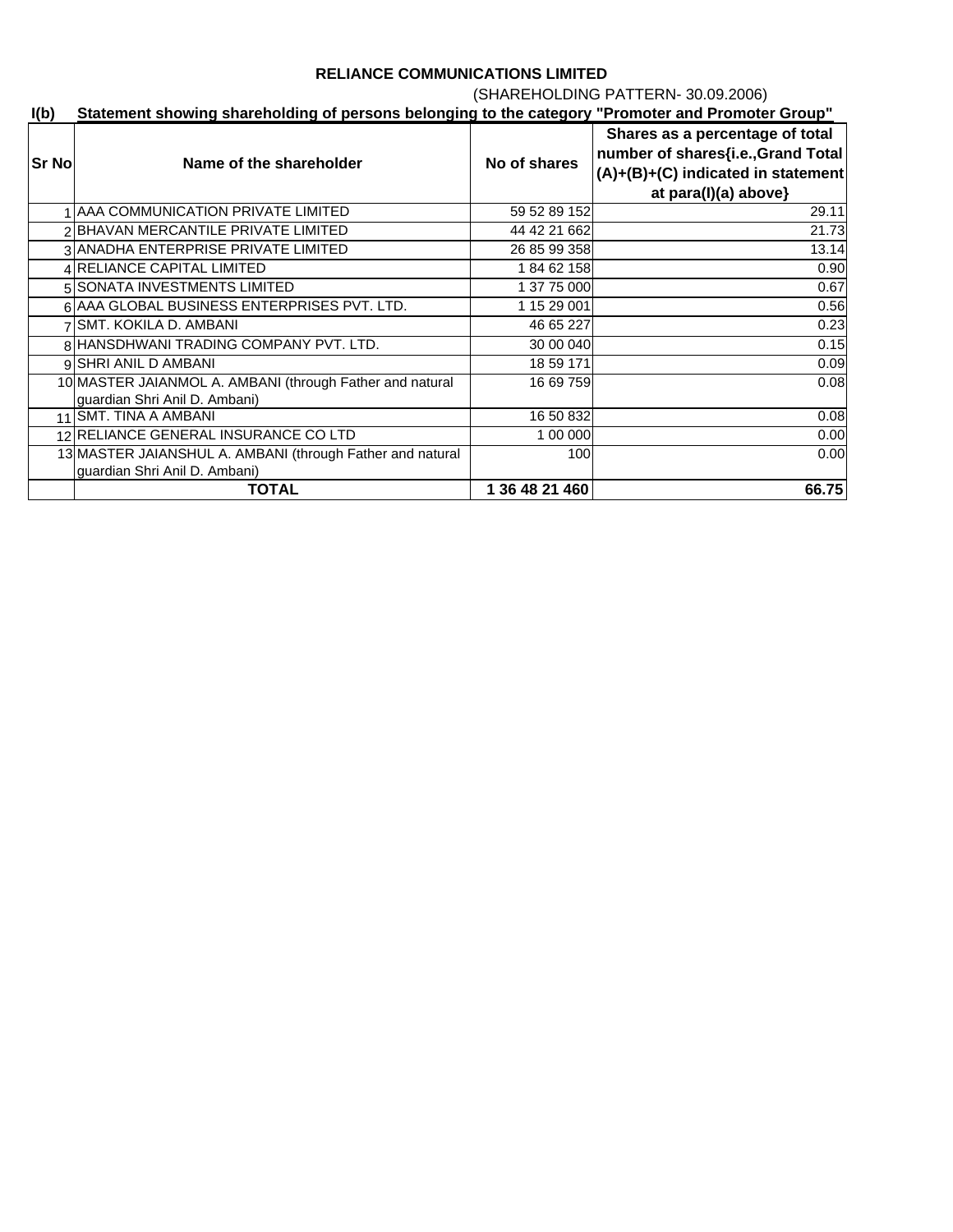**RELIANCE COMMUNICATIONS LIMITED**

(SHAREHOLDING PATTERN- 30.09.2006)

**I(b) Statement showing shareholding of persons belonging to the category "Promoter and Promoter Group"**

| Sr No | Name of the shareholder | No of shares | Shares as a percentage of total number of shares{i.e.,Grand Total (A)+(B)+(C) indicated in statement at para(I)(a) above} |
|---|---|---|---|
| 1 | AAA COMMUNICATION PRIVATE LIMITED | 59 52 89 152 | 29.11 |
| 2 | BHAVAN MERCANTILE PRIVATE LIMITED | 44 42 21 662 | 21.73 |
| 3 | ANADHA ENTERPRISE PRIVATE LIMITED | 26 85 99 358 | 13.14 |
| 4 | RELIANCE CAPITAL LIMITED | 1 84 62 158 | 0.90 |
| 5 | SONATA INVESTMENTS LIMITED | 1 37 75 000 | 0.67 |
| 6 | AAA GLOBAL BUSINESS ENTERPRISES PVT. LTD. | 1 15 29 001 | 0.56 |
| 7 | SMT. KOKILA D. AMBANI | 46 65 227 | 0.23 |
| 8 | HANSDHWANI TRADING COMPANY PVT. LTD. | 30 00 040 | 0.15 |
| 9 | SHRI ANIL D AMBANI | 18 59 171 | 0.09 |
| 10 | MASTER JAIANMOL A. AMBANI (through Father and natural guardian Shri Anil D. Ambani) | 16 69 759 | 0.08 |
| 11 | SMT. TINA A AMBANI | 16 50 832 | 0.08 |
| 12 | RELIANCE GENERAL INSURANCE CO LTD | 1 00 000 | 0.00 |
| 13 | MASTER JAIANSHUL A. AMBANI (through Father and natural guardian Shri Anil D. Ambani) | 100 | 0.00 |
| | **TOTAL** | **1 36 48 21 460** | **66.75** |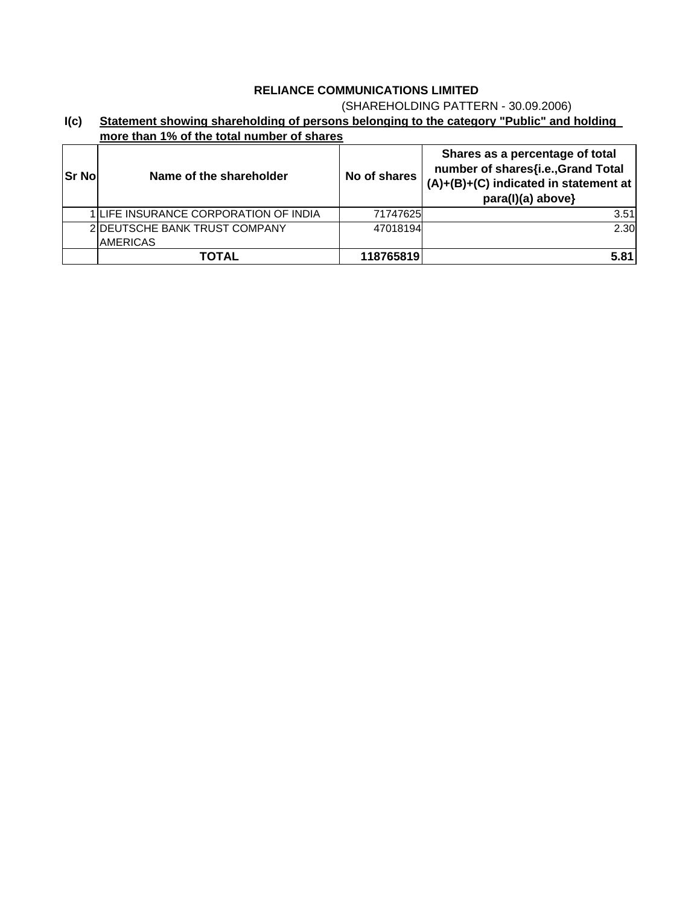**RELIANCE COMMUNICATIONS LIMITED**

(SHAREHOLDING PATTERN - 30.09.2006)

**I(c) Statement showing shareholding of persons belonging to the category "Public" and holding more than 1% of the total number of shares**

| Sr No | Name of the shareholder | No of shares | Shares as a percentage of total number of shares{i.e.,Grand Total (A)+(B)+(C) indicated in statement at para(I)(a) above} |
|---|---|---|---|
| 1 | LIFE INSURANCE CORPORATION OF INDIA | 71747625 | 3.51 |
| 2 | DEUTSCHE BANK TRUST COMPANY AMERICAS | 47018194 | 2.30 |
| | **TOTAL** | **118765819** | **5.81** |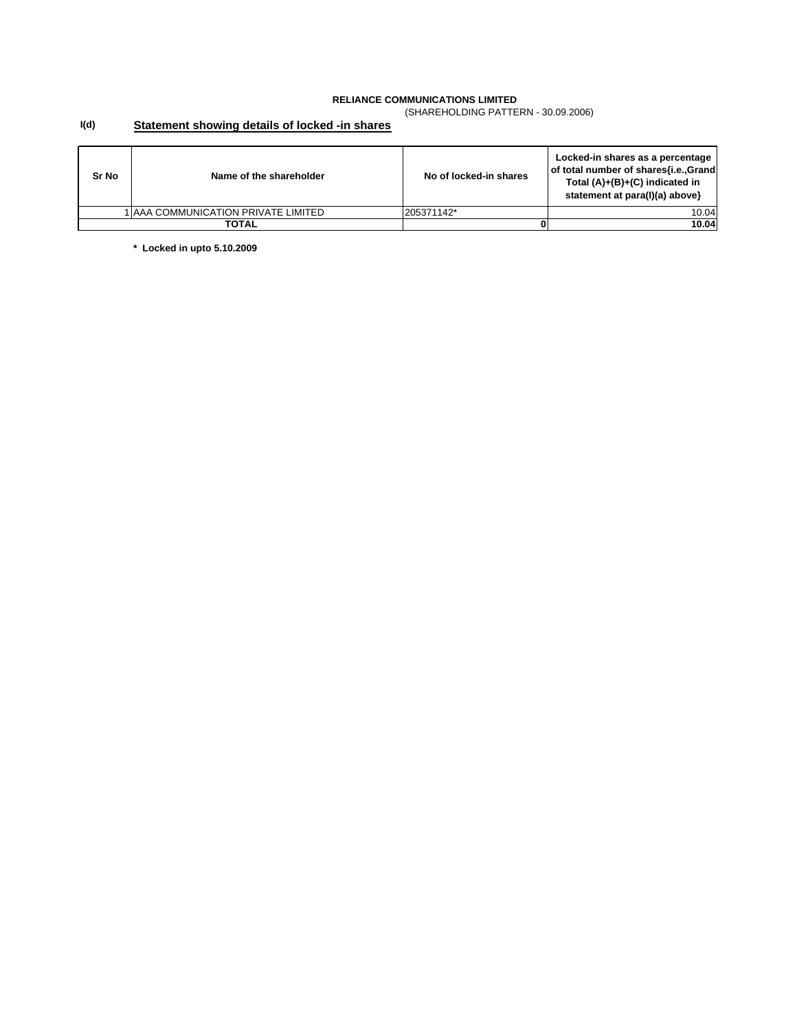**RELIANCE COMMUNICATIONS LIMITED**

(SHAREHOLDING PATTERN - 30.09.2006)

**I(d)** **Statement showing details of locked -in shares**

| Sr No | Name of the shareholder | No of locked-in shares | Locked-in shares as a percentage of total number of shares{i.e.,Grand Total (A)+(B)+(C) indicated in statement at para(I)(a) above} |
|---|---|---|---|
| 1 | AAA COMMUNICATION PRIVATE LIMITED | 205371142* | 10.04 |
| **TOTAL** | | **0** | **10.04** |

**\* Locked in upto 5.10.2009**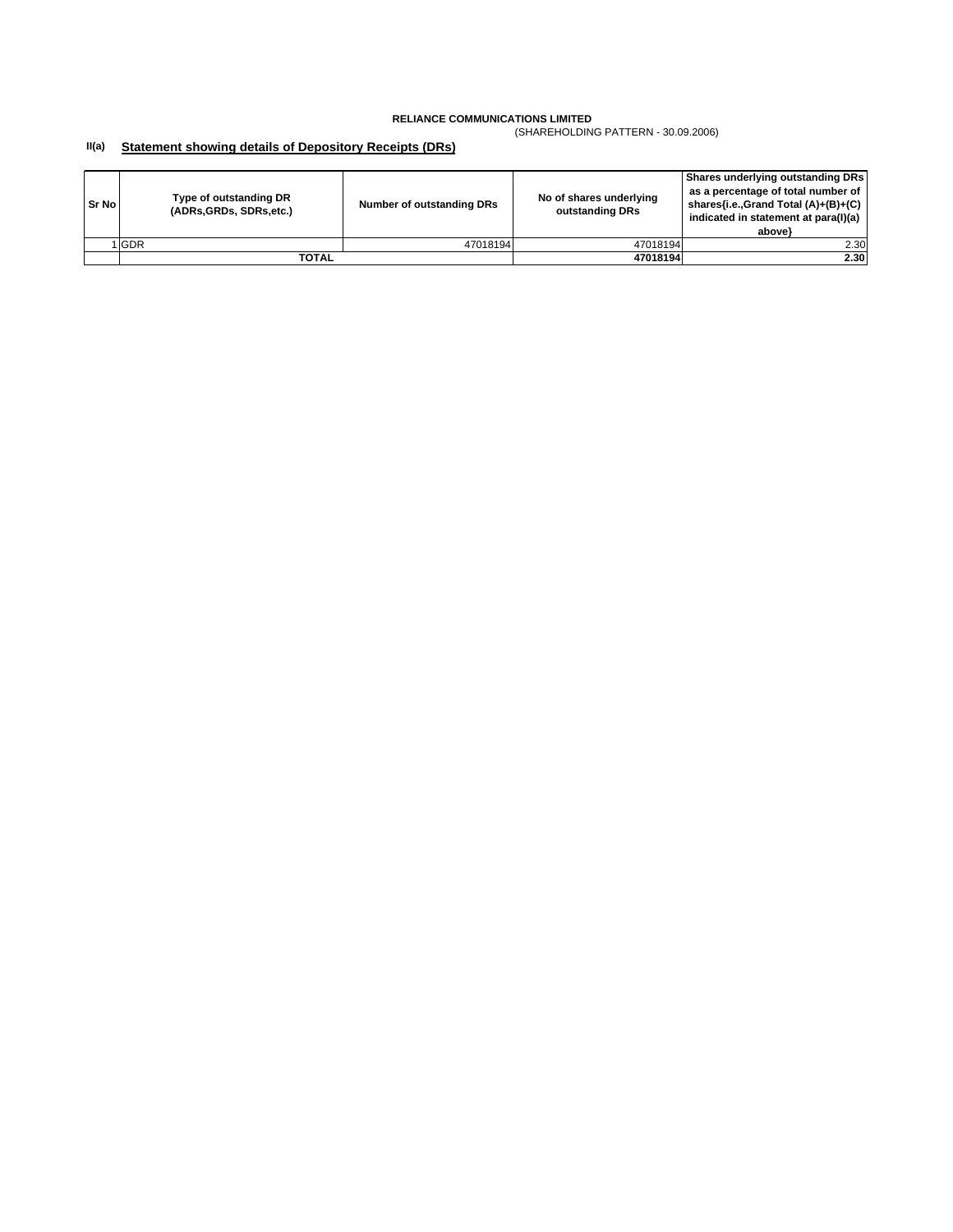**RELIANCE COMMUNICATIONS LIMITED**

(SHAREHOLDING PATTERN - 30.09.2006)

**II(a)** **Statement showing details of Depository Receipts (DRs)**

| Sr No | Type of outstanding DR (ADRs,GRDs, SDRs,etc.) | Number of outstanding DRs | No of shares underlying outstanding DRs | Shares underlying outstanding DRs as a percentage of total number of shares{i.e.,Grand Total (A)+(B)+(C) indicated in statement at para(I)(a) above} |
|---|---|---|---|---|
| 1 | GDR | 47018194 | 47018194 | 2.30 |
| | **TOTAL** | | **47018194** | **2.30** |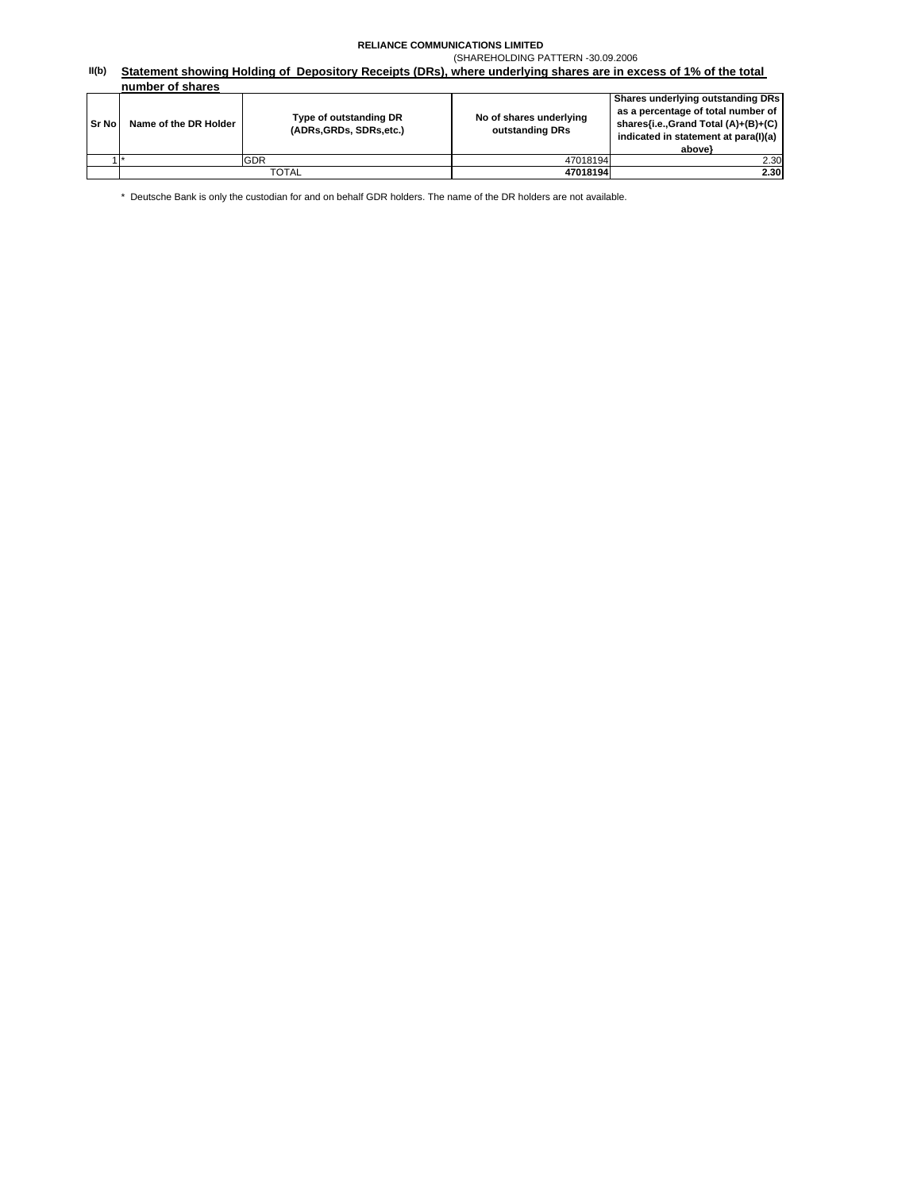**RELIANCE COMMUNICATIONS LIMITED**

(SHAREHOLDING PATTERN -30.09.2006

**II(b) Statement showing Holding of Depository Receipts (DRs), where underlying shares are in excess of 1% of the total number of shares**

| Sr No | Name of the DR Holder | Type of outstanding DR (ADRs,GRDs, SDRs,etc.) | No of shares underlying outstanding DRs | Shares underlying outstanding DRs as a percentage of total number of shares{i.e.,Grand Total (A)+(B)+(C) indicated in statement at para(I)(a) above} |
|---|---|---|---|---|
| 1 | * | GDR | 47018194 | 2.30 |
| | TOTAL | | **47018194** | **2.30** |

\* Deutsche Bank is only the custodian for and on behalf GDR holders. The name of the DR holders are not available.